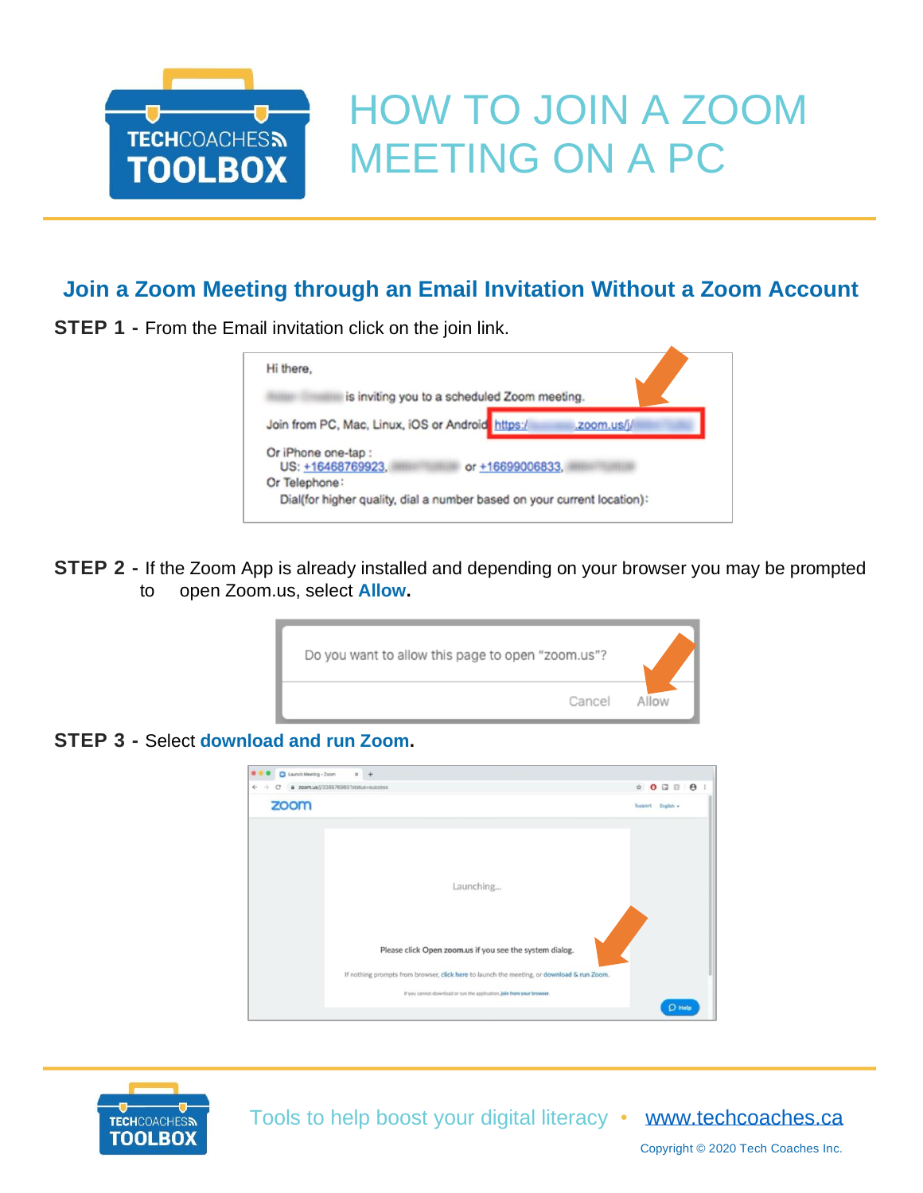# HOW TO JOIN A ZOOM MEETING ON A PC

## Join a Zoom Meeting through an Email Invitation Without a Zoom Account

**STEP 1 -** From the Email invitation click on the join link.

**STEP 2 -** If the Zoom App is already installed and depending on your browser you may be prompted to open Zoom.us, select **Allow.**

**STEP 3 -** Select **download and run Zoom.**

Tools to help boost your digital literacy • www.techcoaches.ca

Copyright © 2020 Tech Coaches Inc.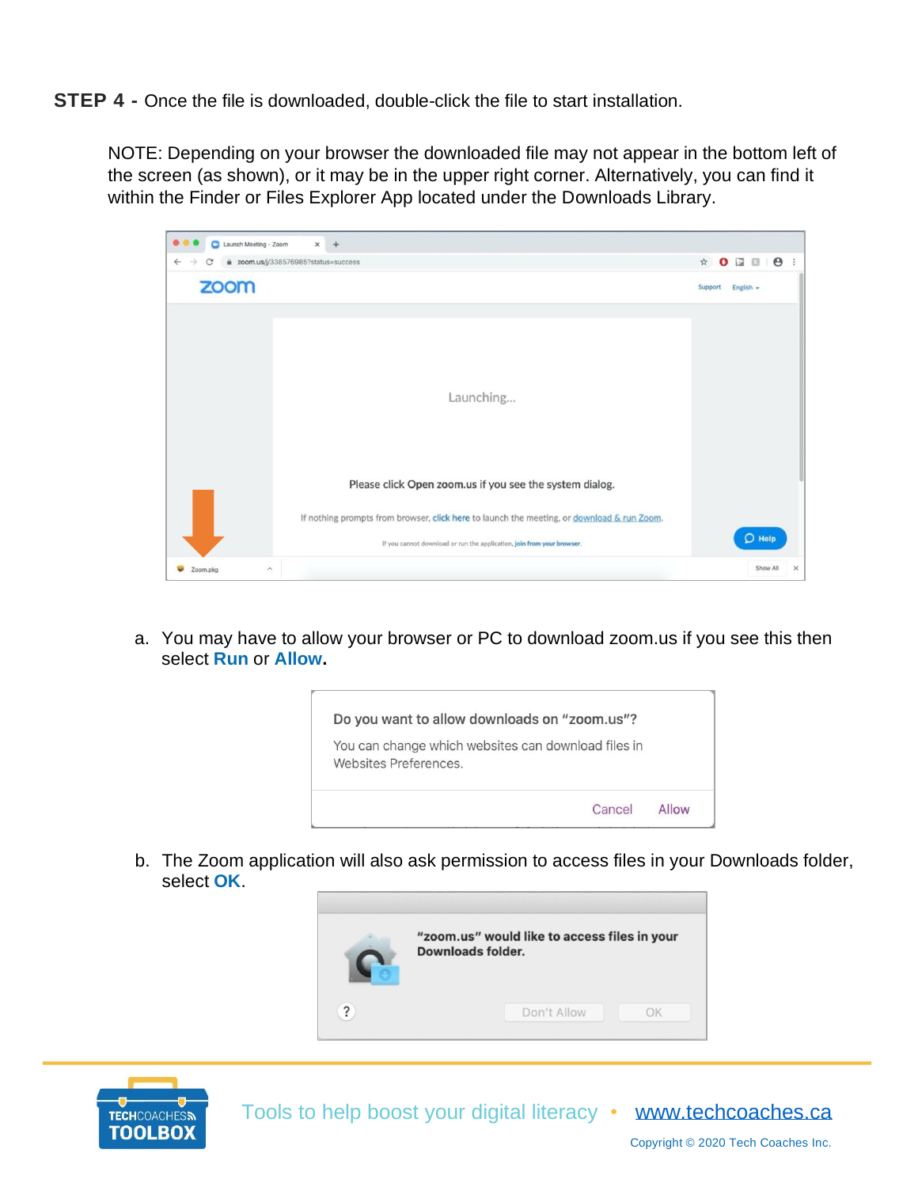**STEP 4 -** Once the file is downloaded, double-click the file to start installation.

NOTE: Depending on your browser the downloaded file may not appear in the bottom left of the screen (as shown), or it may be in the upper right corner. Alternatively, you can find it within the Finder or Files Explorer App located under the Downloads Library.

a. You may have to allow your browser or PC to download zoom.us if you see this then select **Run** or **Allow.**

b. The Zoom application will also ask permission to access files in your Downloads folder, select **OK**.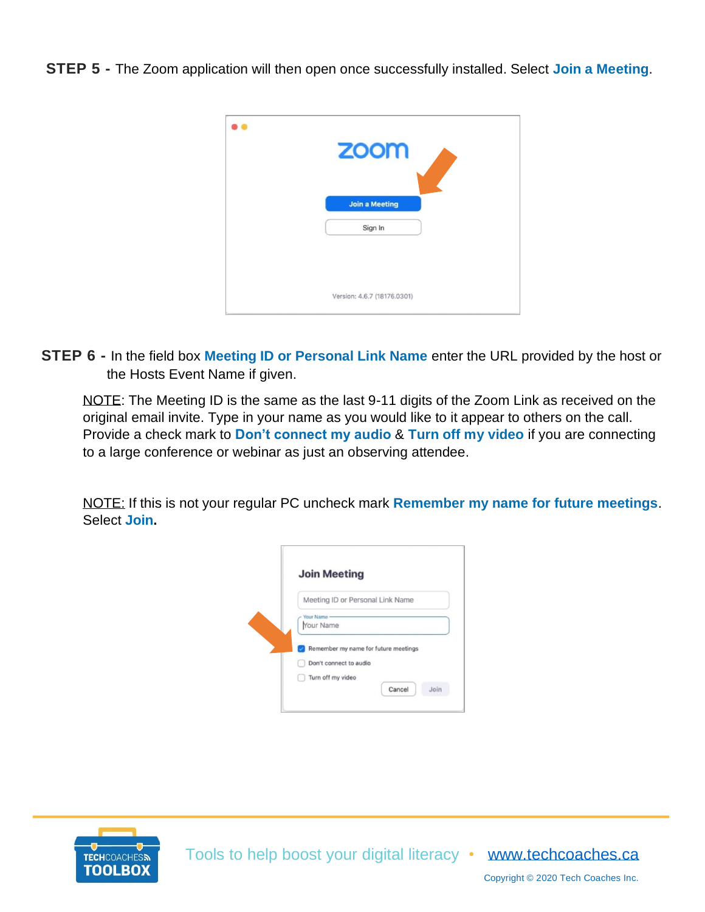**STEP 5 -** The Zoom application will then open once successfully installed. Select **Join a Meeting**.

**STEP 6 -** In the field box **Meeting ID or Personal Link Name** enter the URL provided by the host or the Hosts Event Name if given.

NOTE: The Meeting ID is the same as the last 9-11 digits of the Zoom Link as received on the original email invite. Type in your name as you would like to it appear to others on the call. Provide a check mark to **Don't connect my audio** & **Turn off my video** if you are connecting to a large conference or webinar as just an observing attendee.

NOTE: If this is not your regular PC uncheck mark **Remember my name for future meetings**. Select **Join.**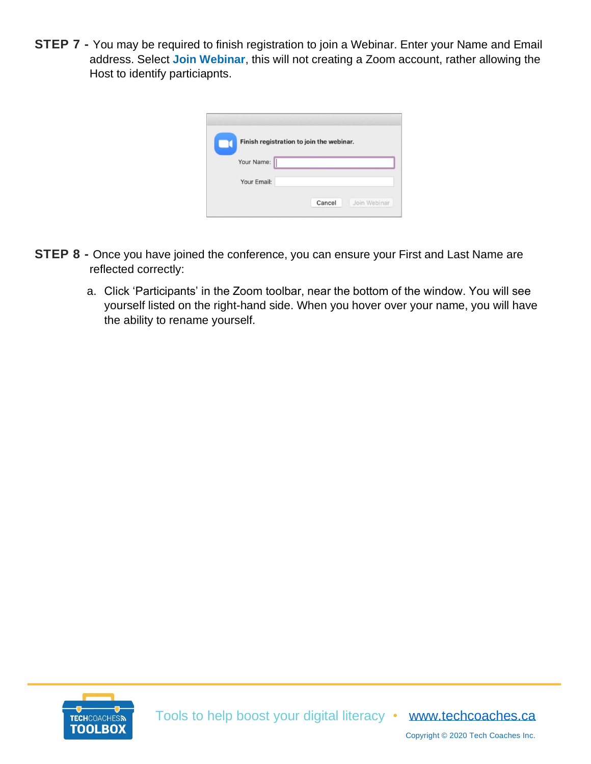**STEP 7 -** You may be required to finish registration to join a Webinar. Enter your Name and Email address. Select **Join Webinar**, this will not creating a Zoom account, rather allowing the Host to identify particiapnts.

**STEP 8 -** Once you have joined the conference, you can ensure your First and Last Name are reflected correctly:

a. Click 'Participants' in the Zoom toolbar, near the bottom of the window. You will see yourself listed on the right-hand side. When you hover over your name, you will have the ability to rename yourself.